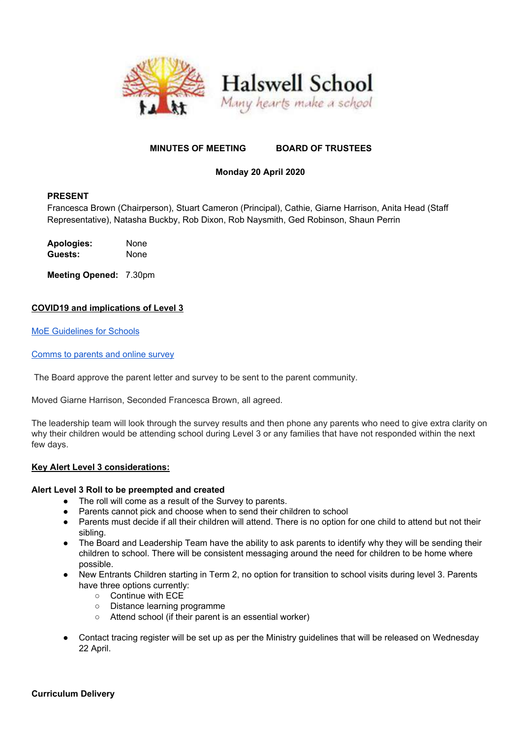Halswell School

*Many hearts make a school*

**MINUTES OF MEETING BOARD OF TRUSTEES**

**Monday 20 April 2020**

**PRESENT**

Francesca Brown (Chairperson), Stuart Cameron (Principal), Cathie, Giarne Harrison, Anita Head (Staff Representative), Natasha Buckby, Rob Dixon, Rob Naysmith, Ged Robinson, Shaun Perrin

**Apologies:** None
**Guests:** None

**Meeting Opened:** 7.30pm

## COVID19 and implications of Level 3

MoE Guidelines for Schools

Comms to parents and online survey

The Board approve the parent letter and survey to be sent to the parent community.

Moved Giarne Harrison, Seconded Francesca Brown, all agreed.

The leadership team will look through the survey results and then phone any parents who need to give extra clarity on why their children would be attending school during Level 3 or any families that have not responded within the next few days.

## Key Alert Level 3 considerations:

**Alert Level 3 Roll to be preempted and created**

- The roll will come as a result of the Survey to parents.
- Parents cannot pick and choose when to send their children to school
- Parents must decide if all their children will attend. There is no option for one child to attend but not their sibling.
- The Board and Leadership Team have the ability to ask parents to identify why they will be sending their children to school. There will be consistent messaging around the need for children to be home where possible.
- New Entrants Children starting in Term 2, no option for transition to school visits during level 3. Parents have three options currently:
  - Continue with ECE
  - Distance learning programme
  - Attend school (if their parent is an essential worker)
- Contact tracing register will be set up as per the Ministry guidelines that will be released on Wednesday 22 April.

**Curriculum Delivery**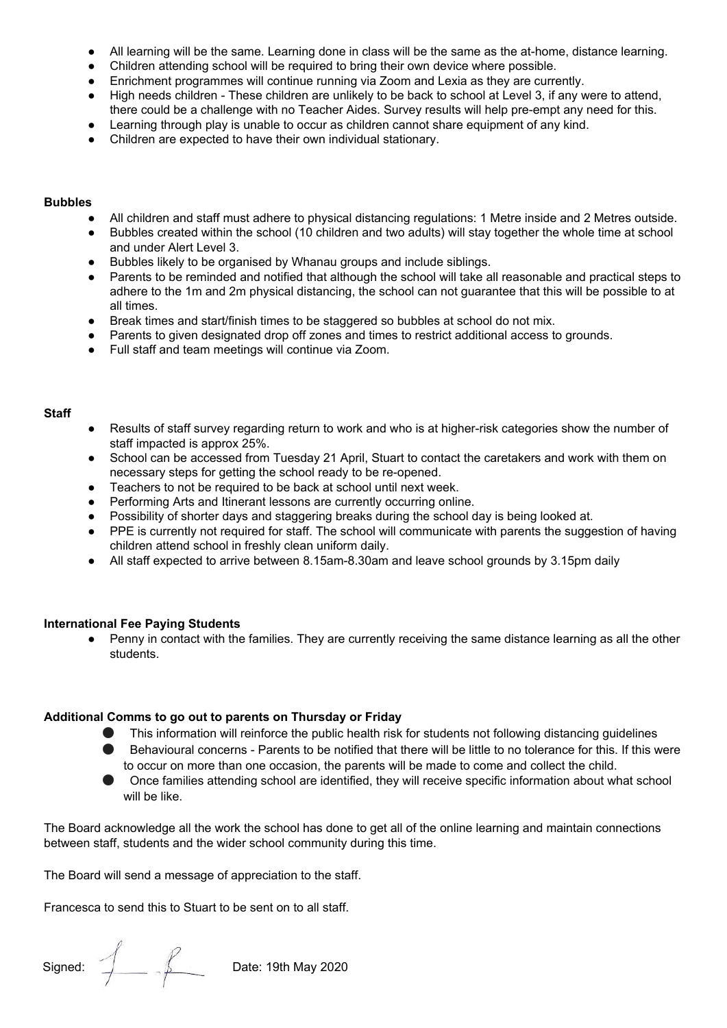- All learning will be the same. Learning done in class will be the same as the at-home, distance learning.
- Children attending school will be required to bring their own device where possible.
- Enrichment programmes will continue running via Zoom and Lexia as they are currently.
- High needs children - These children are unlikely to be back to school at Level 3, if any were to attend, there could be a challenge with no Teacher Aides. Survey results will help pre-empt any need for this.
- Learning through play is unable to occur as children cannot share equipment of any kind.
- Children are expected to have their own individual stationary.

**Bubbles**

- All children and staff must adhere to physical distancing regulations: 1 Metre inside and 2 Metres outside.
- Bubbles created within the school (10 children and two adults) will stay together the whole time at school and under Alert Level 3.
- Bubbles likely to be organised by Whanau groups and include siblings.
- Parents to be reminded and notified that although the school will take all reasonable and practical steps to adhere to the 1m and 2m physical distancing, the school can not guarantee that this will be possible to at all times.
- Break times and start/finish times to be staggered so bubbles at school do not mix.
- Parents to given designated drop off zones and times to restrict additional access to grounds.
- Full staff and team meetings will continue via Zoom.

**Staff**

- Results of staff survey regarding return to work and who is at higher-risk categories show the number of staff impacted is approx 25%.
- School can be accessed from Tuesday 21 April, Stuart to contact the caretakers and work with them on necessary steps for getting the school ready to be re-opened.
- Teachers to not be required to be back at school until next week.
- Performing Arts and Itinerant lessons are currently occurring online.
- Possibility of shorter days and staggering breaks during the school day is being looked at.
- PPE is currently not required for staff. The school will communicate with parents the suggestion of having children attend school in freshly clean uniform daily.
- All staff expected to arrive between 8.15am-8.30am and leave school grounds by 3.15pm daily

**International Fee Paying Students**

- Penny in contact with the families. They are currently receiving the same distance learning as all the other students.

**Additional Comms to go out to parents on Thursday or Friday**

- This information will reinforce the public health risk for students not following distancing guidelines
- Behavioural concerns - Parents to be notified that there will be little to no tolerance for this. If this were to occur on more than one occasion, the parents will be made to come and collect the child.
- Once families attending school are identified, they will receive specific information about what school will be like.

The Board acknowledge all the work the school has done to get all of the online learning and maintain connections between staff, students and the wider school community during this time.

The Board will send a message of appreciation to the staff.

Francesca to send this to Stuart to be sent on to all staff.

Signed: Date: 19th May 2020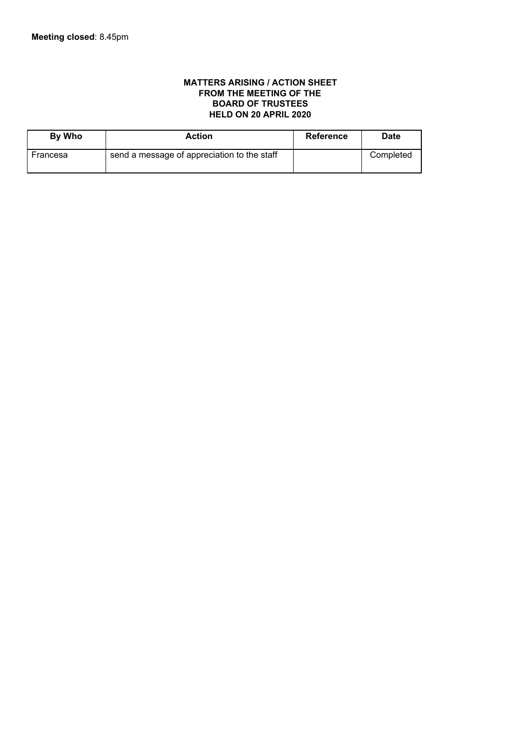**Meeting closed**: 8.45pm

**MATTERS ARISING / ACTION SHEET**
**FROM THE MEETING OF THE**
**BOARD OF TRUSTEES**
**HELD ON 20 APRIL 2020**

| By Who | Action | Reference | Date |
|---|---|---|---|
| Francesa | send a message of appreciation to the staff | | Completed |